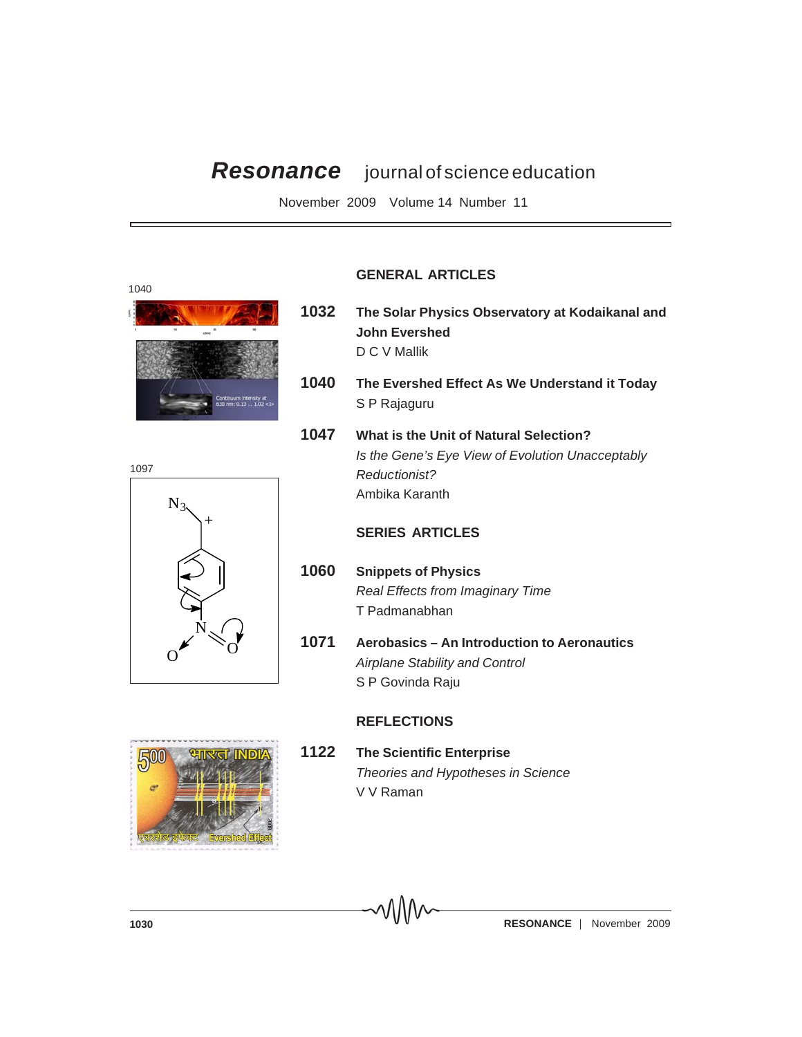# *Resonance* journal of science education

November 2009 Volume 14 Number 11

1040

1097

## GENERAL ARTICLES

**1032** **The Solar Physics Observatory at Kodaikanal and John Evershed**
D C V Mallik

**1040** **The Evershed Effect As We Understand it Today**
S P Rajaguru

**1047** **What is the Unit of Natural Selection?**
*Is the Gene's Eye View of Evolution Unacceptably Reductionist?*
Ambika Karanth

## SERIES ARTICLES

**1060** **Snippets of Physics**
*Real Effects from Imaginary Time*
T Padmanabhan

**1071** **Aerobasics – An Introduction to Aeronautics**
*Airplane Stability and Control*
S P Govinda Raju

## REFLECTIONS

**1122** **The Scientific Enterprise**
*Theories and Hypotheses in Science*
V V Raman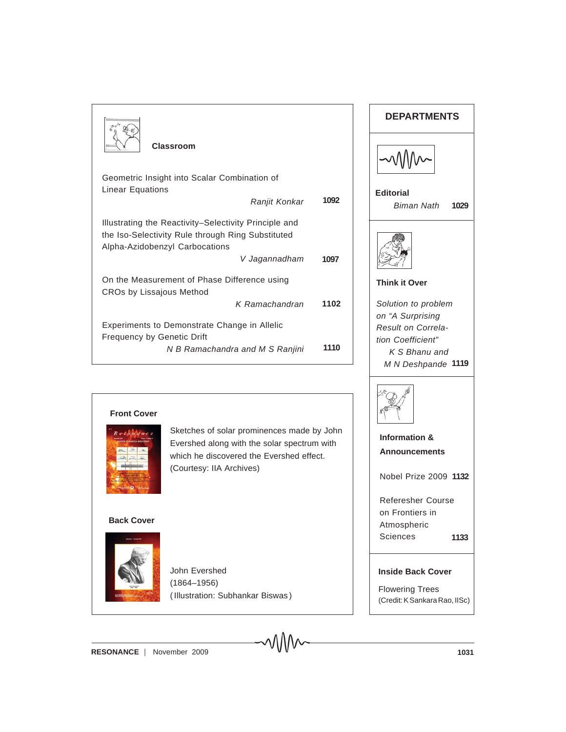## Classroom

Geometric Insight into Scalar Combination of Linear Equations
*Ranjit Konkar* **1092**

Illustrating the Reactivity–Selectivity Principle and the Iso-Selectivity Rule through Ring Substituted Alpha-Azidobenzyl Carbocations
*V Jagannadham* **1097**

On the Measurement of Phase Difference using CROs by Lissajous Method
*K Ramachandran* **1102**

Experiments to Demonstrate Change in Allelic Frequency by Genetic Drift
*N B Ramachandra and M S Ranjini* **1110**

### Front Cover

Sketches of solar prominences made by John Evershed along with the solar spectrum with which he discovered the Evershed effect. (Courtesy: IIA Archives)

### Back Cover

John Evershed
(1864–1956)
(Illustration: Subhankar Biswas)

## DEPARTMENTS

**Editorial**
*Biman Nath* **1029**

**Think it Over**

*Solution to problem on "A Surprising Result on Correlation Coefficient"*
*K S Bhanu and M N Deshpande* **1119**

**Information & Announcements**

Nobel Prize 2009 **1132**

Referesher Course on Frontiers in Atmospheric Sciences **1133**

**Inside Back Cover**

Flowering Trees
(Credit: K Sankara Rao, IISc)